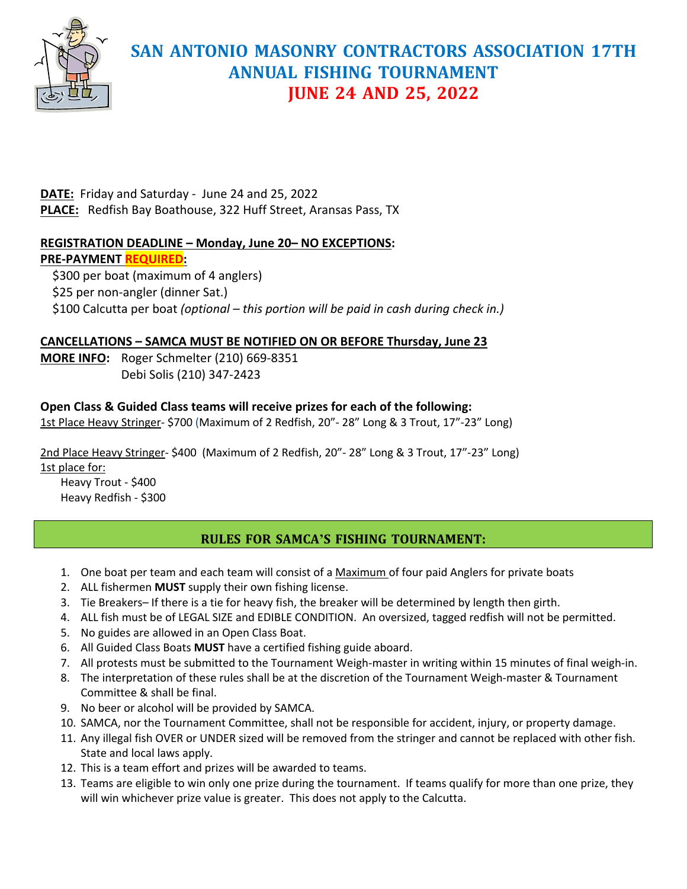# SAN ANTONIO MASONRY CONTRACTORS ASSOCIATION 17TH ANNUAL FISHING TOURNAMENT

## JUNE 24 AND 25, 2022

**DATE:** Friday and Saturday - June 24 and 25, 2022
**PLACE:** Redfish Bay Boathouse, 322 Huff Street, Aransas Pass, TX

**REGISTRATION DEADLINE – Monday, June 20– NO EXCEPTIONS:**
**PRE-PAYMENT REQUIRED:**
$300 per boat (maximum of 4 anglers)
$25 per non-angler (dinner Sat.)
$100 Calcutta per boat *(optional – this portion will be paid in cash during check in.)*

**CANCELLATIONS – SAMCA MUST BE NOTIFIED ON OR BEFORE Thursday, June 23**
**MORE INFO:** Roger Schmelter (210) 669-8351
Debi Solis (210) 347-2423

**Open Class & Guided Class teams will receive prizes for each of the following:**
1st Place Heavy Stringer- $700 (Maximum of 2 Redfish, 20"- 28" Long & 3 Trout, 17"-23" Long)

2nd Place Heavy Stringer- $400 (Maximum of 2 Redfish, 20"- 28" Long & 3 Trout, 17"-23" Long)
1st place for:
Heavy Trout - $400
Heavy Redfish - $300

## RULES FOR SAMCA'S FISHING TOURNAMENT:

1. One boat per team and each team will consist of a Maximum of four paid Anglers for private boats
2. ALL fishermen **MUST** supply their own fishing license.
3. Tie Breakers– If there is a tie for heavy fish, the breaker will be determined by length then girth.
4. ALL fish must be of LEGAL SIZE and EDIBLE CONDITION. An oversized, tagged redfish will not be permitted.
5. No guides are allowed in an Open Class Boat.
6. All Guided Class Boats **MUST** have a certified fishing guide aboard.
7. All protests must be submitted to the Tournament Weigh-master in writing within 15 minutes of final weigh-in.
8. The interpretation of these rules shall be at the discretion of the Tournament Weigh-master & Tournament Committee & shall be final.
9. No beer or alcohol will be provided by SAMCA.
10. SAMCA, nor the Tournament Committee, shall not be responsible for accident, injury, or property damage.
11. Any illegal fish OVER or UNDER sized will be removed from the stringer and cannot be replaced with other fish. State and local laws apply.
12. This is a team effort and prizes will be awarded to teams.
13. Teams are eligible to win only one prize during the tournament. If teams qualify for more than one prize, they will win whichever prize value is greater. This does not apply to the Calcutta.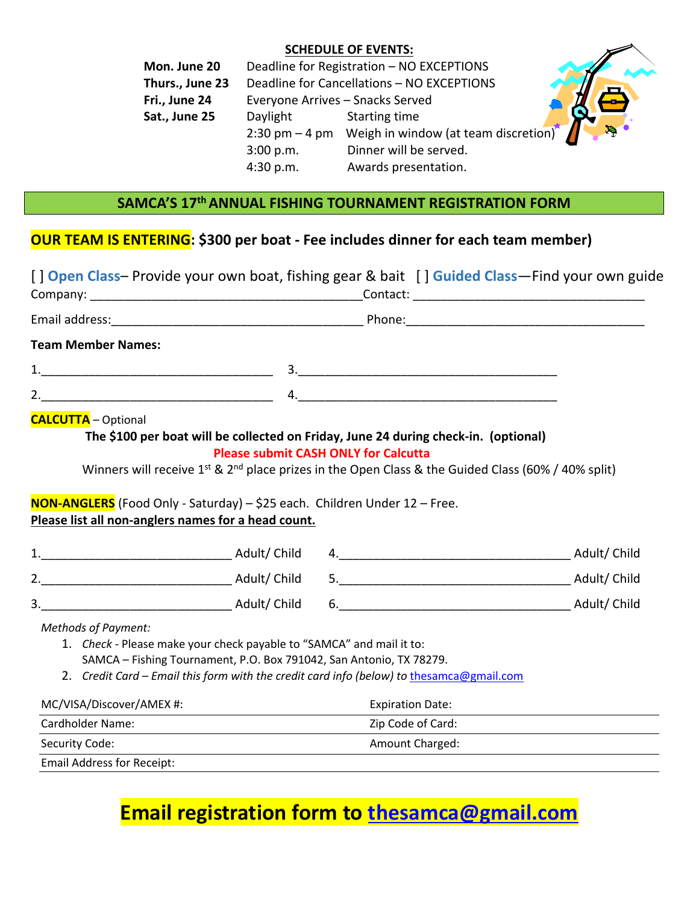**SCHEDULE OF EVENTS:**

| | | |
|---|---|---|
| **Mon. June 20** | Deadline for Registration – NO EXCEPTIONS | |
| **Thurs., June 23** | Deadline for Cancellations – NO EXCEPTIONS | |
| **Fri., June 24** | Everyone Arrives – Snacks Served | |
| **Sat., June 25** | Daylight | Starting time |
| | 2:30 pm – 4 pm | Weigh in window (at team discretion) |
| | 3:00 p.m. | Dinner will be served. |
| | 4:30 p.m. | Awards presentation. |

## SAMCA'S 17th ANNUAL FISHING TOURNAMENT REGISTRATION FORM

**OUR TEAM IS ENTERING: $300 per boat - Fee includes dinner for each team member)**

[ ] **Open Class**– Provide your own boat, fishing gear & bait [ ] **Guided Class**—Find your own guide

Company: ________________________________________Contact: ________________________________

Email address:_____________________________________ Phone:__________________________________

**Team Member Names:**

1.___________________________________ 3.______________________________________

2.___________________________________ 4.______________________________________

**CALCUTTA** – Optional

**The $100 per boat will be collected on Friday, June 24 during check-in. (optional)**

**Please submit CASH ONLY for Calcutta**

Winners will receive 1st & 2nd place prizes in the Open Class & the Guided Class (60% / 40% split)

**NON-ANGLERS** (Food Only - Saturday) – $25 each. Children Under 12 – Free.

**Please list all non-anglers names for a head count.**

1.____________________________ Adult/ Child 4.__________________________________ Adult/ Child

2.____________________________ Adult/ Child 5.__________________________________ Adult/ Child

3.____________________________ Adult/ Child 6.__________________________________ Adult/ Child

*Methods of Payment:*

1. *Check* - Please make your check payable to "SAMCA" and mail it to: SAMCA – Fishing Tournament, P.O. Box 791042, San Antonio, TX 78279.
2. *Credit Card – Email this form with the credit card info (below) to* thesamca@gmail.com

| | |
|---|---|
| MC/VISA/Discover/AMEX #: | Expiration Date: |
| Cardholder Name: | Zip Code of Card: |
| Security Code: | Amount Charged: |
| Email Address for Receipt: | |

## Email registration form to thesamca@gmail.com